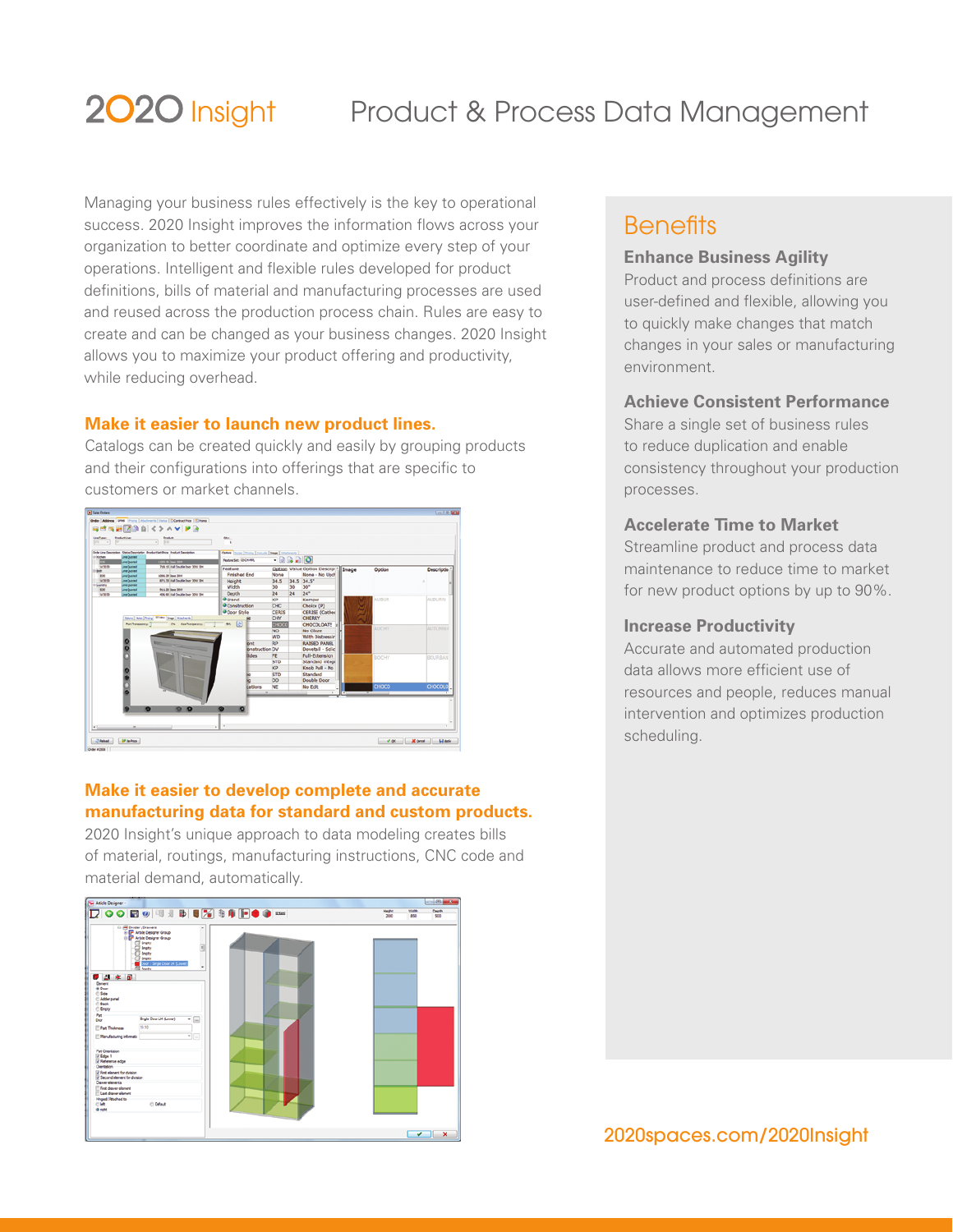# 2020 Insight

## Product & Process Data Management

Managing your business rules effectively is the key to operational success. 2020 Insight improves the information flows across your organization to better coordinate and optimize every step of your operations. Intelligent and flexible rules developed for product definitions, bills of material and manufacturing processes are used and reused across the production process chain. Rules are easy to create and can be changed as your business changes. 2020 Insight allows you to maximize your product offering and productivity, while reducing overhead.

### Make it easier to launch new product lines.

Catalogs can be created quickly and easily by grouping products and their configurations into offerings that are specific to customers or market channels.

### Make it easier to develop complete and accurate manufacturing data for standard and custom products.

2020 Insight's unique approach to data modeling creates bills of material, routings, manufacturing instructions, CNC code and material demand, automatically.

## Benefits

### Enhance Business Agility

Product and process definitions are user-defined and flexible, allowing you to quickly make changes that match changes in your sales or manufacturing environment.

### Achieve Consistent Performance

Share a single set of business rules to reduce duplication and enable consistency throughout your production processes.

### Accelerate Time to Market

Streamline product and process data maintenance to reduce time to market for new product options by up to 90%.

### Increase Productivity

Accurate and automated production data allows more efficient use of resources and people, reduces manual intervention and optimizes production scheduling.

2020spaces.com/2020Insight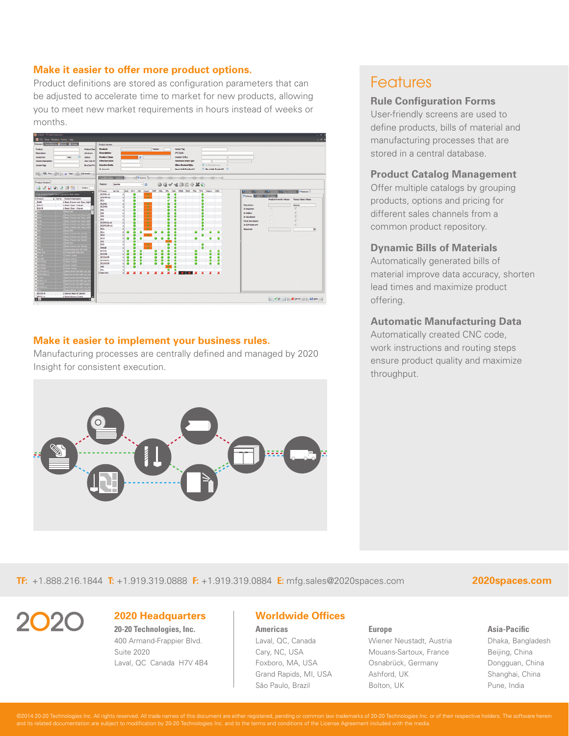## Make it easier to offer more product options.

Product definitions are stored as configuration parameters that can be adjusted to accelerate time to market for new products, allowing you to meet new market requirements in hours instead of weeks or months.

## Make it easier to implement your business rules.

Manufacturing processes are centrally defined and managed by 2020 Insight for consistent execution.

# Features

### Rule Configuration Forms

User-friendly screens are used to define products, bills of material and manufacturing processes that are stored in a central database.

### Product Catalog Management

Offer multiple catalogs by grouping products, options and pricing for different sales channels from a common product repository.

### Dynamic Bills of Materials

Automatically generated bills of material improve data accuracy, shorten lead times and maximize product offering.

### Automatic Manufacturing Data

Automatically created CNC code, work instructions and routing steps ensure product quality and maximize throughput.

**TF:** +1.888.216.1844 **T:** +1.919.319.0888 **F:** +1.919.319.0884 **E:** mfg.sales@2020spaces.com

**2020spaces.com**

2020

## 2020 Headquarters

**20-20 Technologies, Inc.**
400 Armand-Frappier Blvd.
Suite 2020
Laval, QC Canada H7V 4B4

## Worldwide Offices

**Americas**
Laval, QC, Canada
Cary, NC, USA
Foxboro, MA, USA
Grand Rapids, MI, USA
São Paulo, Brazil

**Europe**
Wiener Neustadt, Austria
Mouans-Sartoux, France
Osnabrück, Germany
Ashford, UK
Bolton, UK

**Asia-Pacific**
Dhaka, Bangladesh
Beijing, China
Dongguan, China
Shanghai, China
Pune, India

©2014 20-20 Technologies Inc. All rights reserved. All trade names of this document are either registered, pending or common law trademarks of 20-20 Technologies Inc. or of their respective holders. The software herein and its related documentation are subject to modification by 20-20 Technologies Inc. and to the terms and conditions of the License Agreement included with the media.